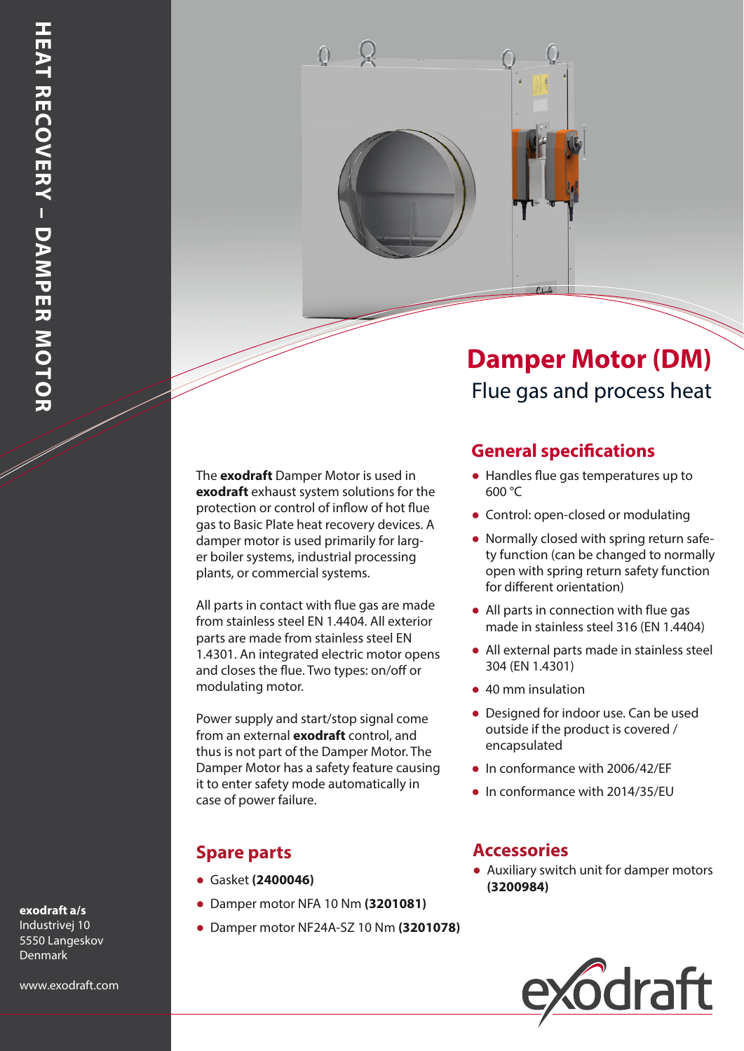HEAT RECOVERY – DAMPER MOTOR

# Damper Motor (DM)

## Flue gas and process heat

The **exodraft** Damper Motor is used in **exodraft** exhaust system solutions for the protection or control of inflow of hot flue gas to Basic Plate heat recovery devices. A damper motor is used primarily for larger boiler systems, industrial processing plants, or commercial systems.

All parts in contact with flue gas are made from stainless steel EN 1.4404. All exterior parts are made from stainless steel EN 1.4301. An integrated electric motor opens and closes the flue. Two types: on/off or modulating motor.

Power supply and start/stop signal come from an external **exodraft** control, and thus is not part of the Damper Motor. The Damper Motor has a safety feature causing it to enter safety mode automatically in case of power failure.

## General specifications

- Handles flue gas temperatures up to 600 °C
- Control: open-closed or modulating
- Normally closed with spring return safety function (can be changed to normally open with spring return safety function for different orientation)
- All parts in connection with flue gas made in stainless steel 316 (EN 1.4404)
- All external parts made in stainless steel 304 (EN 1.4301)
- 40 mm insulation
- Designed for indoor use. Can be used outside if the product is covered / encapsulated
- In conformance with 2006/42/EF
- In conformance with 2014/35/EU

## Spare parts

- Gasket **(2400046)**
- Damper motor NFA 10 Nm **(3201081)**
- Damper motor NF24A-SZ 10 Nm **(3201078)**

## Accessories

- Auxiliary switch unit for damper motors **(3200984)**

**exodraft a/s**
Industrivej 10
5550 Langeskov
Denmark

www.exodraft.com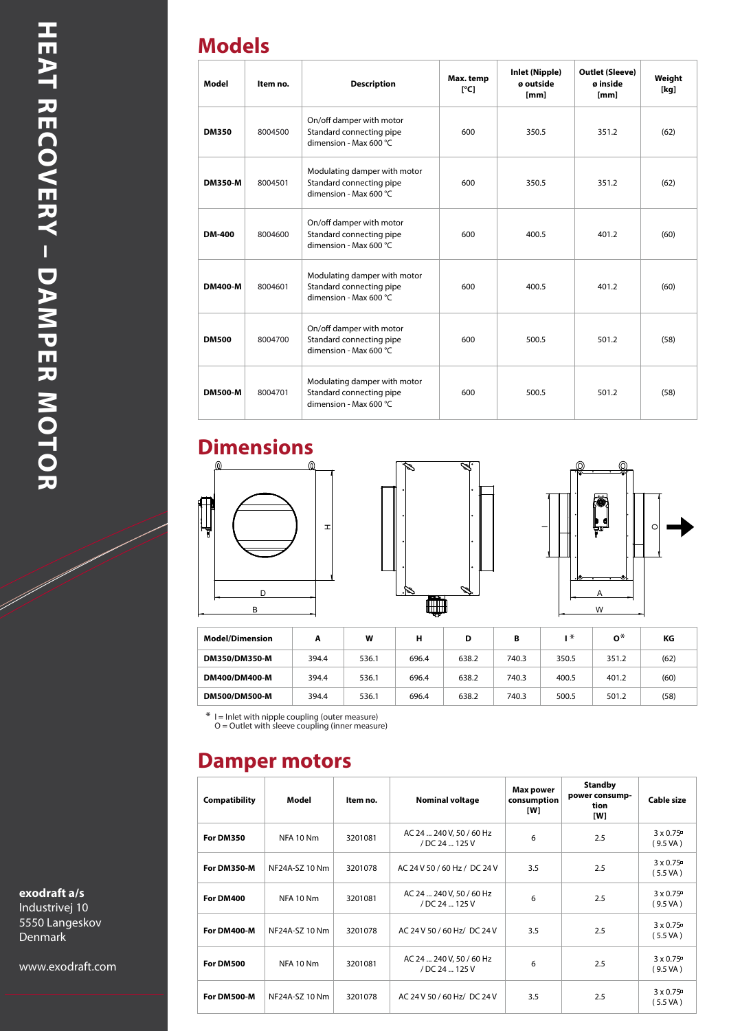# Models

| Model | Item no. | Description | Max. temp [°C] | Inlet (Nipple) ø outside [mm] | Outlet (Sleeve) ø inside [mm] | Weight [kg] |
|---|---|---|---|---|---|---|
| **DM350** | 8004500 | On/off damper with motor Standard connecting pipe dimension - Max 600 °C | 600 | 350.5 | 351.2 | (62) |
| **DM350-M** | 8004501 | Modulating damper with motor Standard connecting pipe dimension - Max 600 °C | 600 | 350.5 | 351.2 | (62) |
| **DM-400** | 8004600 | On/off damper with motor Standard connecting pipe dimension - Max 600 °C | 600 | 400.5 | 401.2 | (60) |
| **DM400-M** | 8004601 | Modulating damper with motor Standard connecting pipe dimension - Max 600 °C | 600 | 400.5 | 401.2 | (60) |
| **DM500** | 8004700 | On/off damper with motor Standard connecting pipe dimension - Max 600 °C | 600 | 500.5 | 501.2 | (58) |
| **DM500-M** | 8004701 | Modulating damper with motor Standard connecting pipe dimension - Max 600 °C | 600 | 500.5 | 501.2 | (58) |

# Dimensions

D
B
H
I
O
A
W

| Model/Dimension | A | W | H | D | B | I * | O* | KG |
|---|---|---|---|---|---|---|---|---|
| **DM350/DM350-M** | 394.4 | 536.1 | 696.4 | 638.2 | 740.3 | 350.5 | 351.2 | (62) |
| **DM400/DM400-M** | 394.4 | 536.1 | 696.4 | 638.2 | 740.3 | 400.5 | 401.2 | (60) |
| **DM500/DM500-M** | 394.4 | 536.1 | 696.4 | 638.2 | 740.3 | 500.5 | 501.2 | (58) |

\* I = Inlet with nipple coupling (outer measure)
O = Outlet with sleeve coupling (inner measure)

# Damper motors

| Compatibility | Model | Item no. | Nominal voltage | Max power consumption [W] | Standby power consumption [W] | Cable size |
|---|---|---|---|---|---|---|
| **For DM350** | NFA 10 Nm | 3201081 | AC 24 ... 240 V, 50 / 60 Hz / DC 24 ... 125 V | 6 | 2.5 | 3 x 0.75² (9.5 VA) |
| **For DM350-M** | NF24A-SZ 10 Nm | 3201078 | AC 24 V 50 / 60 Hz / DC 24 V | 3.5 | 2.5 | 3 x 0.75² (5.5 VA) |
| **For DM400** | NFA 10 Nm | 3201081 | AC 24 ... 240 V, 50 / 60 Hz / DC 24 ... 125 V | 6 | 2.5 | 3 x 0.75² (9.5 VA) |
| **For DM400-M** | NF24A-SZ 10 Nm | 3201078 | AC 24 V 50 / 60 Hz/ DC 24 V | 3.5 | 2.5 | 3 x 0.75² (5.5 VA) |
| **For DM500** | NFA 10 Nm | 3201081 | AC 24 ... 240 V, 50 / 60 Hz / DC 24 ... 125 V | 6 | 2.5 | 3 x 0.75² (9.5 VA) |
| **For DM500-M** | NF24A-SZ 10 Nm | 3201078 | AC 24 V 50 / 60 Hz/ DC 24 V | 3.5 | 2.5 | 3 x 0.75² (5.5 VA) |

**exodraft a/s**
Industrivej 10
5550 Langeskov
Denmark

www.exodraft.com